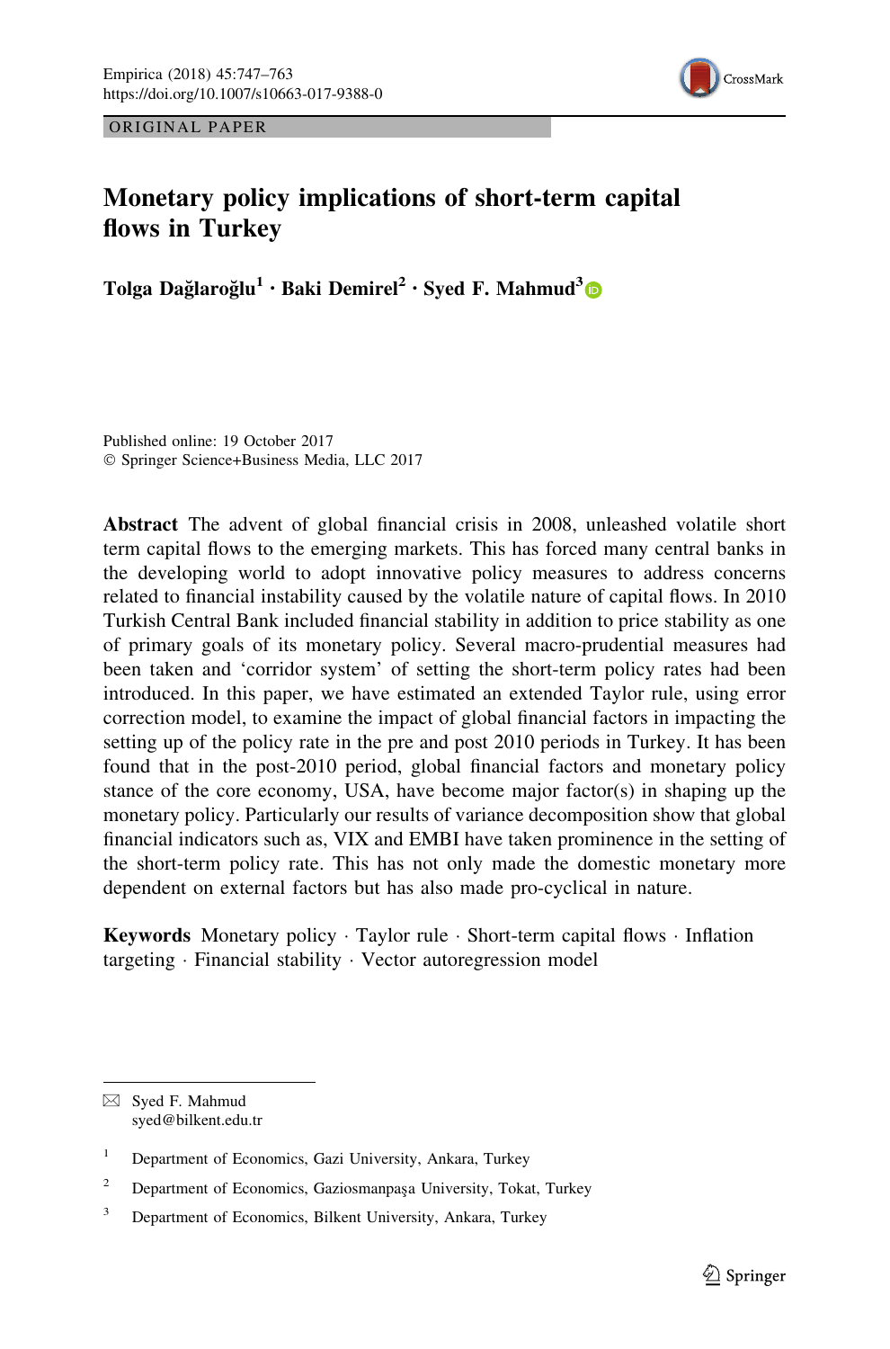ORIGINAL PAPER

# Monetary policy implications of short-term capital flows in Turkey

**Tolga Dağlaroğlu[1] · Baki Demirel[2] · Syed F. Mahmud[3]**

Published online: 19 October 2017
© Springer Science+Business Media, LLC 2017

**Abstract** The advent of global financial crisis in 2008, unleashed volatile short term capital flows to the emerging markets. This has forced many central banks in the developing world to adopt innovative policy measures to address concerns related to financial instability caused by the volatile nature of capital flows. In 2010 Turkish Central Bank included financial stability in addition to price stability as one of primary goals of its monetary policy. Several macro-prudential measures had been taken and 'corridor system' of setting the short-term policy rates had been introduced. In this paper, we have estimated an extended Taylor rule, using error correction model, to examine the impact of global financial factors in impacting the setting up of the policy rate in the pre and post 2010 periods in Turkey. It has been found that in the post-2010 period, global financial factors and monetary policy stance of the core economy, USA, have become major factor(s) in shaping up the monetary policy. Particularly our results of variance decomposition show that global financial indicators such as, VIX and EMBI have taken prominence in the setting of the short-term policy rate. This has not only made the domestic monetary more dependent on external factors but has also made pro-cyclical in nature.

**Keywords** Monetary policy · Taylor rule · Short-term capital flows · Inflation targeting · Financial stability · Vector autoregression model

✉ Syed F. Mahmud
syed@bilkent.edu.tr

[1] Department of Economics, Gazi University, Ankara, Turkey

[2] Department of Economics, Gaziosmanpaşa University, Tokat, Turkey

[3] Department of Economics, Bilkent University, Ankara, Turkey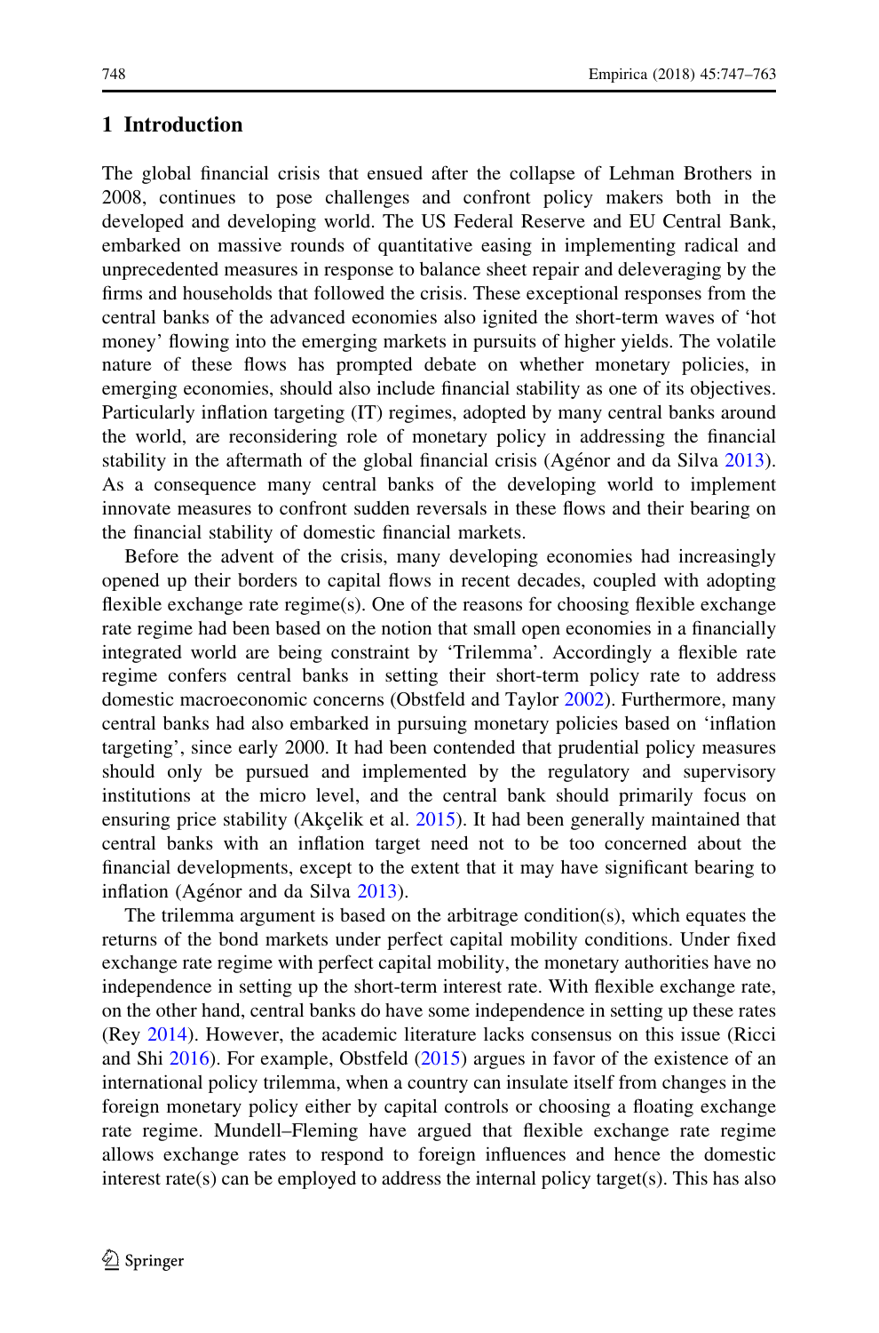## 1 Introduction

The global financial crisis that ensued after the collapse of Lehman Brothers in 2008, continues to pose challenges and confront policy makers both in the developed and developing world. The US Federal Reserve and EU Central Bank, embarked on massive rounds of quantitative easing in implementing radical and unprecedented measures in response to balance sheet repair and deleveraging by the firms and households that followed the crisis. These exceptional responses from the central banks of the advanced economies also ignited the short-term waves of 'hot money' flowing into the emerging markets in pursuits of higher yields. The volatile nature of these flows has prompted debate on whether monetary policies, in emerging economies, should also include financial stability as one of its objectives. Particularly inflation targeting (IT) regimes, adopted by many central banks around the world, are reconsidering role of monetary policy in addressing the financial stability in the aftermath of the global financial crisis (Agénor and da Silva 2013). As a consequence many central banks of the developing world to implement innovate measures to confront sudden reversals in these flows and their bearing on the financial stability of domestic financial markets.

Before the advent of the crisis, many developing economies had increasingly opened up their borders to capital flows in recent decades, coupled with adopting flexible exchange rate regime(s). One of the reasons for choosing flexible exchange rate regime had been based on the notion that small open economies in a financially integrated world are being constraint by 'Trilemma'. Accordingly a flexible rate regime confers central banks in setting their short-term policy rate to address domestic macroeconomic concerns (Obstfeld and Taylor 2002). Furthermore, many central banks had also embarked in pursuing monetary policies based on 'inflation targeting', since early 2000. It had been contended that prudential policy measures should only be pursued and implemented by the regulatory and supervisory institutions at the micro level, and the central bank should primarily focus on ensuring price stability (Akçelik et al. 2015). It had been generally maintained that central banks with an inflation target need not to be too concerned about the financial developments, except to the extent that it may have significant bearing to inflation (Agénor and da Silva 2013).

The trilemma argument is based on the arbitrage condition(s), which equates the returns of the bond markets under perfect capital mobility conditions. Under fixed exchange rate regime with perfect capital mobility, the monetary authorities have no independence in setting up the short-term interest rate. With flexible exchange rate, on the other hand, central banks do have some independence in setting up these rates (Rey 2014). However, the academic literature lacks consensus on this issue (Ricci and Shi 2016). For example, Obstfeld (2015) argues in favor of the existence of an international policy trilemma, when a country can insulate itself from changes in the foreign monetary policy either by capital controls or choosing a floating exchange rate regime. Mundell–Fleming have argued that flexible exchange rate regime allows exchange rates to respond to foreign influences and hence the domestic interest rate(s) can be employed to address the internal policy target(s). This has also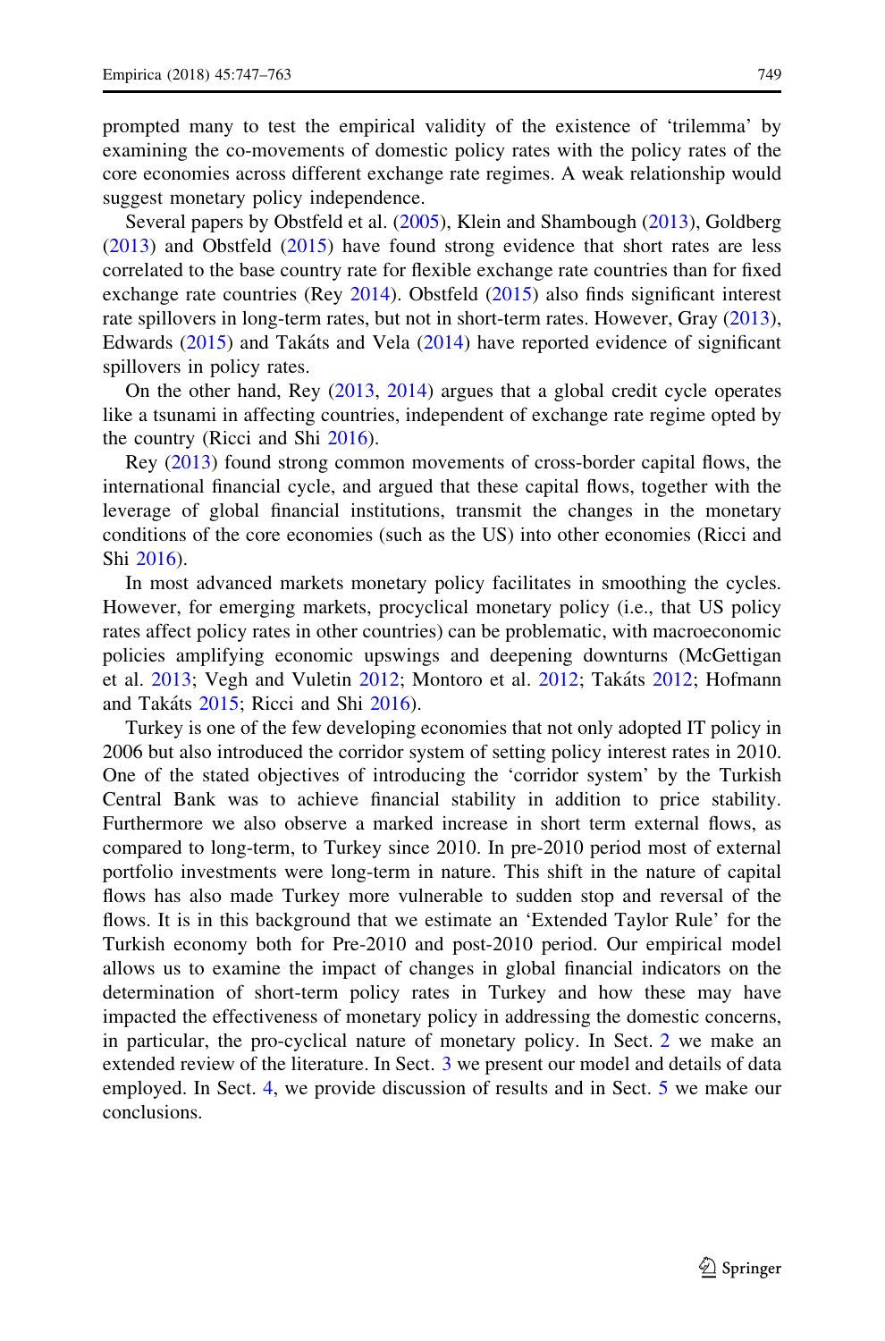prompted many to test the empirical validity of the existence of 'trilemma' by examining the co-movements of domestic policy rates with the policy rates of the core economies across different exchange rate regimes. A weak relationship would suggest monetary policy independence.

Several papers by Obstfeld et al. (2005), Klein and Shambough (2013), Goldberg (2013) and Obstfeld (2015) have found strong evidence that short rates are less correlated to the base country rate for flexible exchange rate countries than for fixed exchange rate countries (Rey 2014). Obstfeld (2015) also finds significant interest rate spillovers in long-term rates, but not in short-term rates. However, Gray (2013), Edwards (2015) and Takáts and Vela (2014) have reported evidence of significant spillovers in policy rates.

On the other hand, Rey (2013, 2014) argues that a global credit cycle operates like a tsunami in affecting countries, independent of exchange rate regime opted by the country (Ricci and Shi 2016).

Rey (2013) found strong common movements of cross-border capital flows, the international financial cycle, and argued that these capital flows, together with the leverage of global financial institutions, transmit the changes in the monetary conditions of the core economies (such as the US) into other economies (Ricci and Shi 2016).

In most advanced markets monetary policy facilitates in smoothing the cycles. However, for emerging markets, procyclical monetary policy (i.e., that US policy rates affect policy rates in other countries) can be problematic, with macroeconomic policies amplifying economic upswings and deepening downturns (McGettigan et al. 2013; Vegh and Vuletin 2012; Montoro et al. 2012; Takáts 2012; Hofmann and Takáts 2015; Ricci and Shi 2016).

Turkey is one of the few developing economies that not only adopted IT policy in 2006 but also introduced the corridor system of setting policy interest rates in 2010. One of the stated objectives of introducing the 'corridor system' by the Turkish Central Bank was to achieve financial stability in addition to price stability. Furthermore we also observe a marked increase in short term external flows, as compared to long-term, to Turkey since 2010. In pre-2010 period most of external portfolio investments were long-term in nature. This shift in the nature of capital flows has also made Turkey more vulnerable to sudden stop and reversal of the flows. It is in this background that we estimate an 'Extended Taylor Rule' for the Turkish economy both for Pre-2010 and post-2010 period. Our empirical model allows us to examine the impact of changes in global financial indicators on the determination of short-term policy rates in Turkey and how these may have impacted the effectiveness of monetary policy in addressing the domestic concerns, in particular, the pro-cyclical nature of monetary policy. In Sect. 2 we make an extended review of the literature. In Sect. 3 we present our model and details of data employed. In Sect. 4, we provide discussion of results and in Sect. 5 we make our conclusions.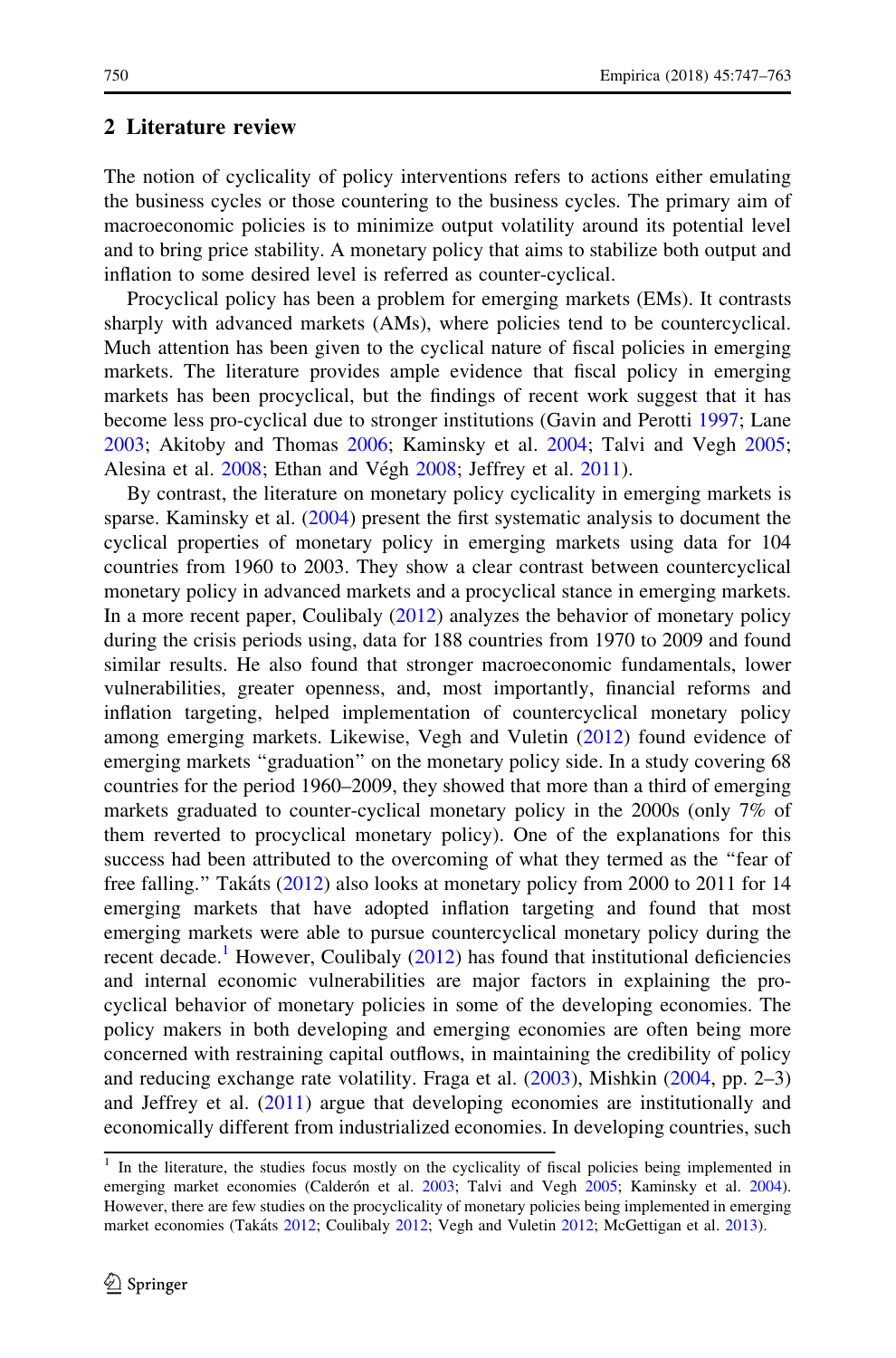## 2 Literature review

The notion of cyclicality of policy interventions refers to actions either emulating the business cycles or those countering to the business cycles. The primary aim of macroeconomic policies is to minimize output volatility around its potential level and to bring price stability. A monetary policy that aims to stabilize both output and inflation to some desired level is referred as counter-cyclical.

Procyclical policy has been a problem for emerging markets (EMs). It contrasts sharply with advanced markets (AMs), where policies tend to be countercyclical. Much attention has been given to the cyclical nature of fiscal policies in emerging markets. The literature provides ample evidence that fiscal policy in emerging markets has been procyclical, but the findings of recent work suggest that it has become less pro-cyclical due to stronger institutions (Gavin and Perotti 1997; Lane 2003; Akitoby and Thomas 2006; Kaminsky et al. 2004; Talvi and Vegh 2005; Alesina et al. 2008; Ethan and Végh 2008; Jeffrey et al. 2011).

By contrast, the literature on monetary policy cyclicality in emerging markets is sparse. Kaminsky et al. (2004) present the first systematic analysis to document the cyclical properties of monetary policy in emerging markets using data for 104 countries from 1960 to 2003. They show a clear contrast between countercyclical monetary policy in advanced markets and a procyclical stance in emerging markets. In a more recent paper, Coulibaly (2012) analyzes the behavior of monetary policy during the crisis periods using, data for 188 countries from 1970 to 2009 and found similar results. He also found that stronger macroeconomic fundamentals, lower vulnerabilities, greater openness, and, most importantly, financial reforms and inflation targeting, helped implementation of countercyclical monetary policy among emerging markets. Likewise, Vegh and Vuletin (2012) found evidence of emerging markets "graduation" on the monetary policy side. In a study covering 68 countries for the period 1960–2009, they showed that more than a third of emerging markets graduated to counter-cyclical monetary policy in the 2000s (only 7% of them reverted to procyclical monetary policy). One of the explanations for this success had been attributed to the overcoming of what they termed as the "fear of free falling." Takáts (2012) also looks at monetary policy from 2000 to 2011 for 14 emerging markets that have adopted inflation targeting and found that most emerging markets were able to pursue countercyclical monetary policy during the recent decade.[1] However, Coulibaly (2012) has found that institutional deficiencies and internal economic vulnerabilities are major factors in explaining the pro-cyclical behavior of monetary policies in some of the developing economies. The policy makers in both developing and emerging economies are often being more concerned with restraining capital outflows, in maintaining the credibility of policy and reducing exchange rate volatility. Fraga et al. (2003), Mishkin (2004, pp. 2–3) and Jeffrey et al. (2011) argue that developing economies are institutionally and economically different from industrialized economies. In developing countries, such

---

[1] In the literature, the studies focus mostly on the cyclicality of fiscal policies being implemented in emerging market economies (Calderón et al. 2003; Talvi and Vegh 2005; Kaminsky et al. 2004). However, there are few studies on the procyclicality of monetary policies being implemented in emerging market economies (Takáts 2012; Coulibaly 2012; Vegh and Vuletin 2012; McGettigan et al. 2013).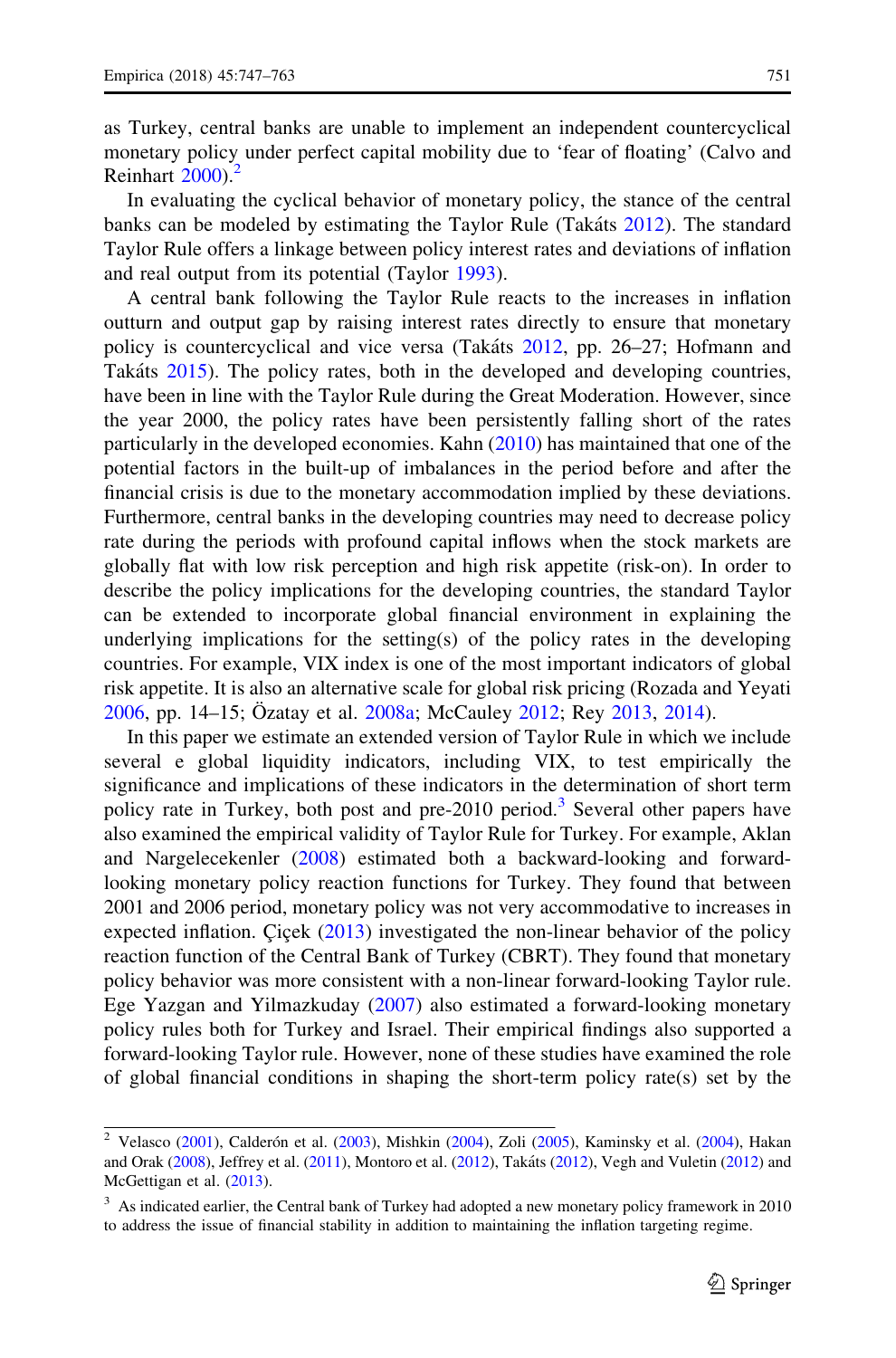as Turkey, central banks are unable to implement an independent countercyclical monetary policy under perfect capital mobility due to 'fear of floating' (Calvo and Reinhart 2000).[2]

In evaluating the cyclical behavior of monetary policy, the stance of the central banks can be modeled by estimating the Taylor Rule (Takáts 2012). The standard Taylor Rule offers a linkage between policy interest rates and deviations of inflation and real output from its potential (Taylor 1993).

A central bank following the Taylor Rule reacts to the increases in inflation outturn and output gap by raising interest rates directly to ensure that monetary policy is countercyclical and vice versa (Takáts 2012, pp. 26–27; Hofmann and Takáts 2015). The policy rates, both in the developed and developing countries, have been in line with the Taylor Rule during the Great Moderation. However, since the year 2000, the policy rates have been persistently falling short of the rates particularly in the developed economies. Kahn (2010) has maintained that one of the potential factors in the built-up of imbalances in the period before and after the financial crisis is due to the monetary accommodation implied by these deviations. Furthermore, central banks in the developing countries may need to decrease policy rate during the periods with profound capital inflows when the stock markets are globally flat with low risk perception and high risk appetite (risk-on). In order to describe the policy implications for the developing countries, the standard Taylor can be extended to incorporate global financial environment in explaining the underlying implications for the setting(s) of the policy rates in the developing countries. For example, VIX index is one of the most important indicators of global risk appetite. It is also an alternative scale for global risk pricing (Rozada and Yeyati 2006, pp. 14–15; Özatay et al. 2008a; McCauley 2012; Rey 2013, 2014).

In this paper we estimate an extended version of Taylor Rule in which we include several e global liquidity indicators, including VIX, to test empirically the significance and implications of these indicators in the determination of short term policy rate in Turkey, both post and pre-2010 period.[3] Several other papers have also examined the empirical validity of Taylor Rule for Turkey. For example, Aklan and Nargelecekenler (2008) estimated both a backward-looking and forward-looking monetary policy reaction functions for Turkey. They found that between 2001 and 2006 period, monetary policy was not very accommodative to increases in expected inflation. Çiçek (2013) investigated the non-linear behavior of the policy reaction function of the Central Bank of Turkey (CBRT). They found that monetary policy behavior was more consistent with a non-linear forward-looking Taylor rule. Ege Yazgan and Yilmazkuday (2007) also estimated a forward-looking monetary policy rules both for Turkey and Israel. Their empirical findings also supported a forward-looking Taylor rule. However, none of these studies have examined the role of global financial conditions in shaping the short-term policy rate(s) set by the

[2] Velasco (2001), Calderón et al. (2003), Mishkin (2004), Zoli (2005), Kaminsky et al. (2004), Hakan and Orak (2008), Jeffrey et al. (2011), Montoro et al. (2012), Takáts (2012), Vegh and Vuletin (2012) and McGettigan et al. (2013).

[3] As indicated earlier, the Central bank of Turkey had adopted a new monetary policy framework in 2010 to address the issue of financial stability in addition to maintaining the inflation targeting regime.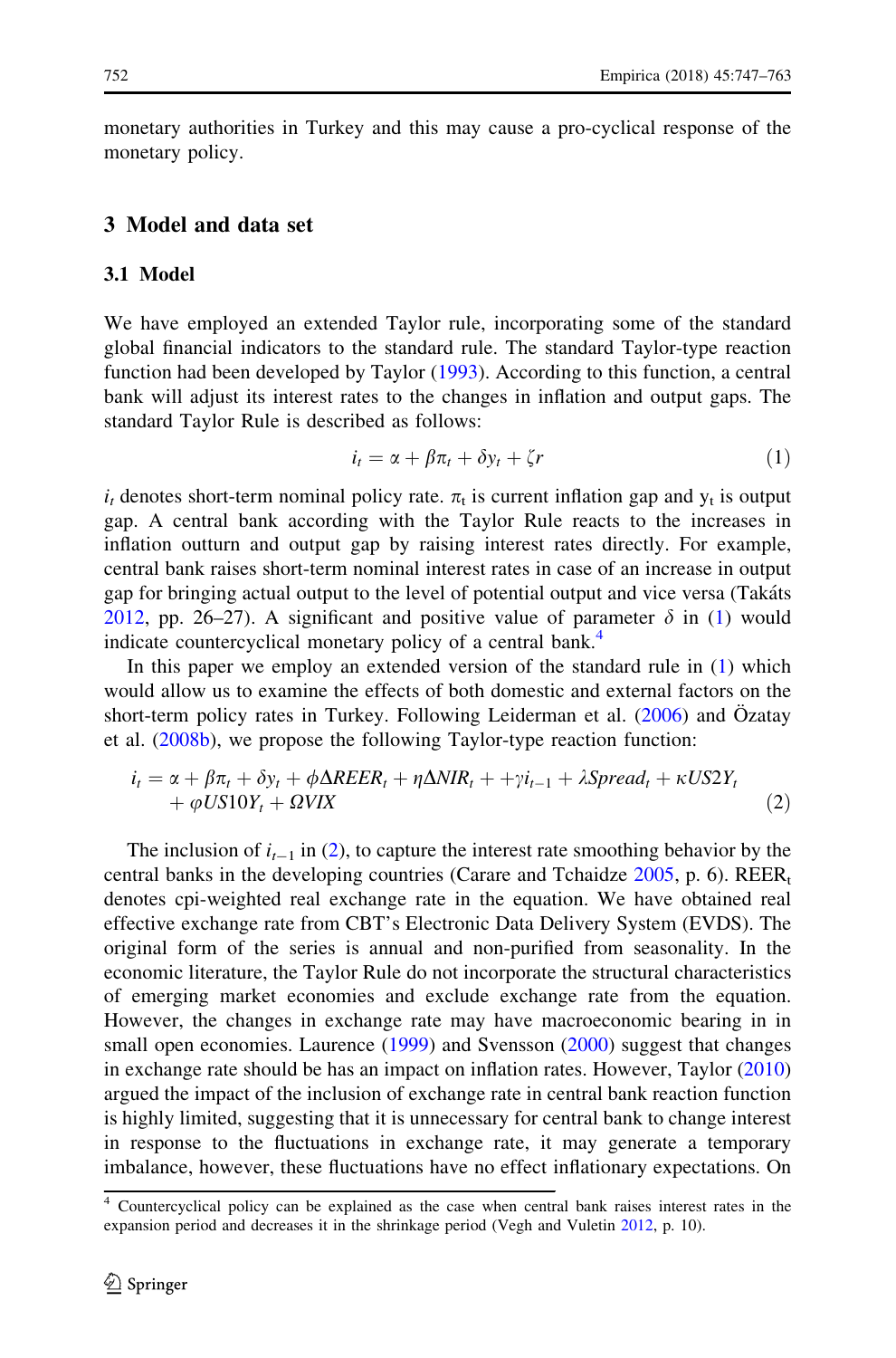monetary authorities in Turkey and this may cause a pro-cyclical response of the monetary policy.

## 3 Model and data set

### 3.1 Model

We have employed an extended Taylor rule, incorporating some of the standard global financial indicators to the standard rule. The standard Taylor-type reaction function had been developed by Taylor (1993). According to this function, a central bank will adjust its interest rates to the changes in inflation and output gaps. The standard Taylor Rule is described as follows:

$$i_t = \alpha + \beta\pi_t + \delta y_t + \zeta r \tag{1}$$

$i_t$ denotes short-term nominal policy rate. $\pi_t$ is current inflation gap and $y_t$ is output gap. A central bank according with the Taylor Rule reacts to the increases in inflation outturn and output gap by raising interest rates directly. For example, central bank raises short-term nominal interest rates in case of an increase in output gap for bringing actual output to the level of potential output and vice versa (Takáts 2012, pp. 26–27). A significant and positive value of parameter $\delta$ in (1) would indicate countercyclical monetary policy of a central bank.[4]

In this paper we employ an extended version of the standard rule in (1) which would allow us to examine the effects of both domestic and external factors on the short-term policy rates in Turkey. Following Leiderman et al. (2006) and Özatay et al. (2008b), we propose the following Taylor-type reaction function:

$$\begin{aligned} i_t = \alpha + \beta\pi_t + \delta y_t + \phi\Delta REER_t + \eta\Delta NIR_t + +\gamma i_{t-1} + \lambda Spread_t + \kappa US2Y_t \\ + \varphi US10Y_t + \Omega VIX \end{aligned} \tag{2}$$

The inclusion of $i_{t-1}$ in (2), to capture the interest rate smoothing behavior by the central banks in the developing countries (Carare and Tchaidze 2005, p. 6). $REER_t$ denotes cpi-weighted real exchange rate in the equation. We have obtained real effective exchange rate from CBT's Electronic Data Delivery System (EVDS). The original form of the series is annual and non-purified from seasonality. In the economic literature, the Taylor Rule do not incorporate the structural characteristics of emerging market economies and exclude exchange rate from the equation. However, the changes in exchange rate may have macroeconomic bearing in in small open economies. Laurence (1999) and Svensson (2000) suggest that changes in exchange rate should be has an impact on inflation rates. However, Taylor (2010) argued the impact of the inclusion of exchange rate in central bank reaction function is highly limited, suggesting that it is unnecessary for central bank to change interest in response to the fluctuations in exchange rate, it may generate a temporary imbalance, however, these fluctuations have no effect inflationary expectations. On

[4] Countercyclical policy can be explained as the case when central bank raises interest rates in the expansion period and decreases it in the shrinkage period (Vegh and Vuletin 2012, p. 10).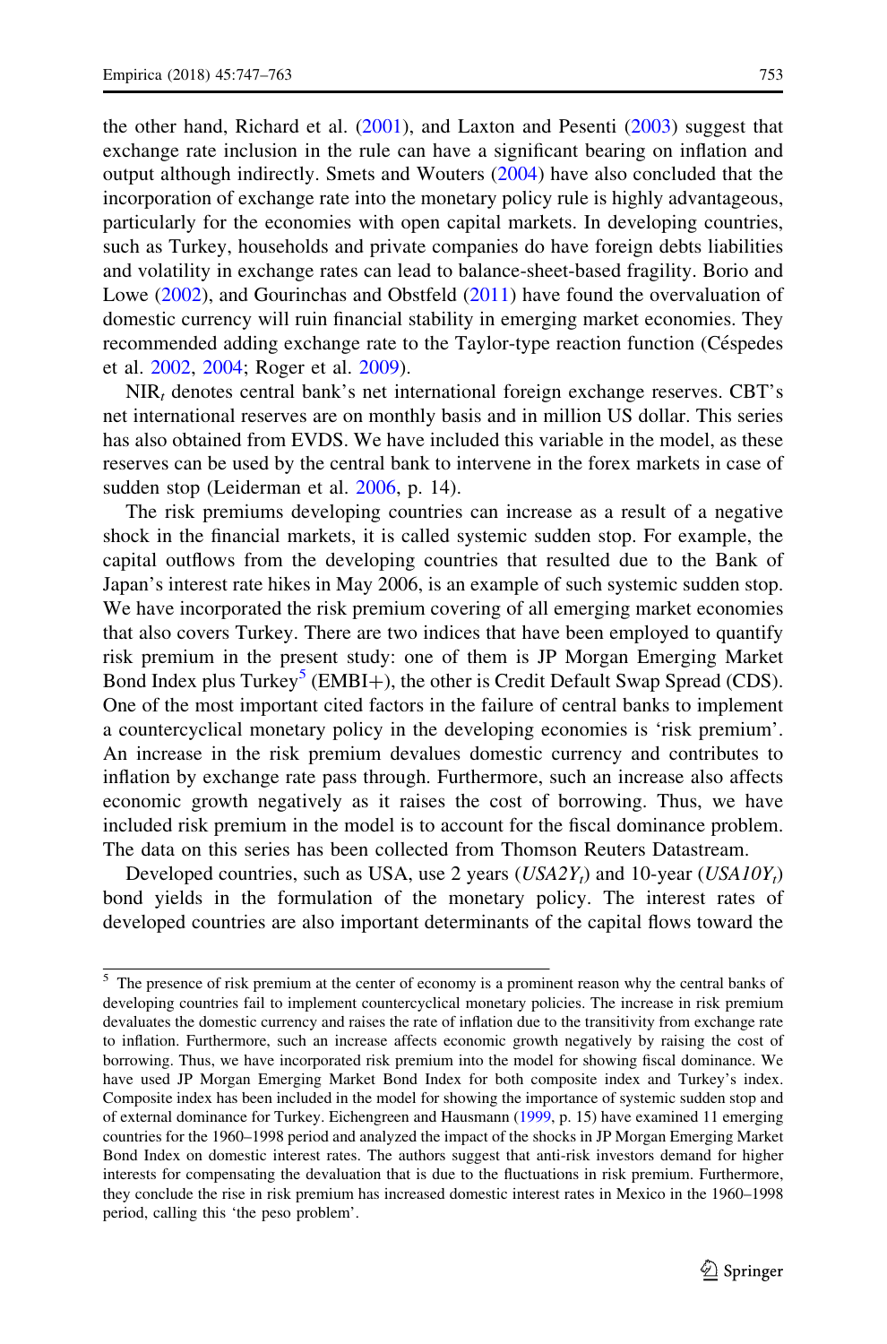the other hand, Richard et al. (2001), and Laxton and Pesenti (2003) suggest that exchange rate inclusion in the rule can have a significant bearing on inflation and output although indirectly. Smets and Wouters (2004) have also concluded that the incorporation of exchange rate into the monetary policy rule is highly advantageous, particularly for the economies with open capital markets. In developing countries, such as Turkey, households and private companies do have foreign debts liabilities and volatility in exchange rates can lead to balance-sheet-based fragility. Borio and Lowe (2002), and Gourinchas and Obstfeld (2011) have found the overvaluation of domestic currency will ruin financial stability in emerging market economies. They recommended adding exchange rate to the Taylor-type reaction function (Céspedes et al. 2002, 2004; Roger et al. 2009).

$NIR_t$ denotes central bank's net international foreign exchange reserves. CBT's net international reserves are on monthly basis and in million US dollar. This series has also obtained from EVDS. We have included this variable in the model, as these reserves can be used by the central bank to intervene in the forex markets in case of sudden stop (Leiderman et al. 2006, p. 14).

The risk premiums developing countries can increase as a result of a negative shock in the financial markets, it is called systemic sudden stop. For example, the capital outflows from the developing countries that resulted due to the Bank of Japan's interest rate hikes in May 2006, is an example of such systemic sudden stop. We have incorporated the risk premium covering of all emerging market economies that also covers Turkey. There are two indices that have been employed to quantify risk premium in the present study: one of them is JP Morgan Emerging Market Bond Index plus Turkey[5] (EMBI+), the other is Credit Default Swap Spread (CDS). One of the most important cited factors in the failure of central banks to implement a countercyclical monetary policy in the developing economies is 'risk premium'. An increase in the risk premium devalues domestic currency and contributes to inflation by exchange rate pass through. Furthermore, such an increase also affects economic growth negatively as it raises the cost of borrowing. Thus, we have included risk premium in the model is to account for the fiscal dominance problem. The data on this series has been collected from Thomson Reuters Datastream.

Developed countries, such as USA, use 2 years ($USA2Y_t$) and 10-year ($USA10Y_t$) bond yields in the formulation of the monetary policy. The interest rates of developed countries are also important determinants of the capital flows toward the

[5] The presence of risk premium at the center of economy is a prominent reason why the central banks of developing countries fail to implement countercyclical monetary policies. The increase in risk premium devaluates the domestic currency and raises the rate of inflation due to the transitivity from exchange rate to inflation. Furthermore, such an increase affects economic growth negatively by raising the cost of borrowing. Thus, we have incorporated risk premium into the model for showing fiscal dominance. We have used JP Morgan Emerging Market Bond Index for both composite index and Turkey's index. Composite index has been included in the model for showing the importance of systemic sudden stop and of external dominance for Turkey. Eichengreen and Hausmann (1999, p. 15) have examined 11 emerging countries for the 1960–1998 period and analyzed the impact of the shocks in JP Morgan Emerging Market Bond Index on domestic interest rates. The authors suggest that anti-risk investors demand for higher interests for compensating the devaluation that is due to the fluctuations in risk premium. Furthermore, they conclude the rise in risk premium has increased domestic interest rates in Mexico in the 1960–1998 period, calling this 'the peso problem'.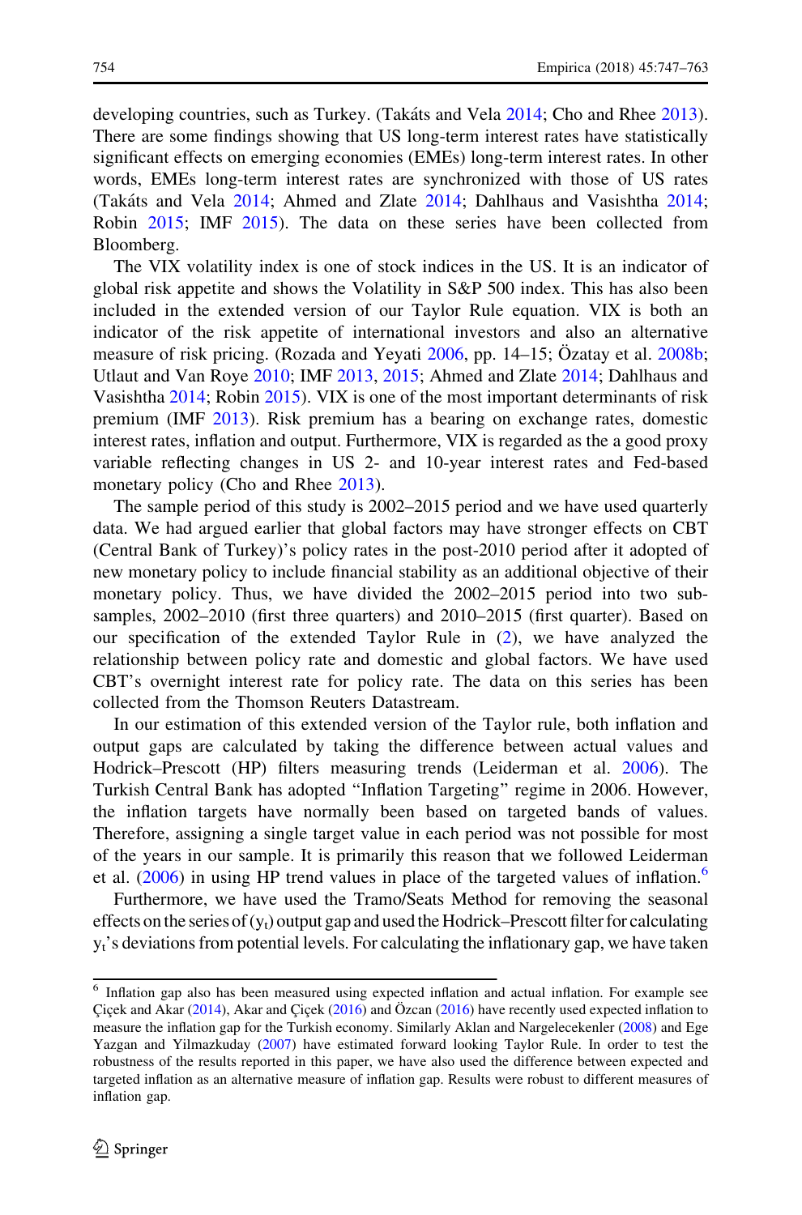developing countries, such as Turkey. (Takáts and Vela 2014; Cho and Rhee 2013). There are some findings showing that US long-term interest rates have statistically significant effects on emerging economies (EMEs) long-term interest rates. In other words, EMEs long-term interest rates are synchronized with those of US rates (Takáts and Vela 2014; Ahmed and Zlate 2014; Dahlhaus and Vasishtha 2014; Robin 2015; IMF 2015). The data on these series have been collected from Bloomberg.

The VIX volatility index is one of stock indices in the US. It is an indicator of global risk appetite and shows the Volatility in S&P 500 index. This has also been included in the extended version of our Taylor Rule equation. VIX is both an indicator of the risk appetite of international investors and also an alternative measure of risk pricing. (Rozada and Yeyati 2006, pp. 14–15; Özatay et al. 2008b; Utlaut and Van Roye 2010; IMF 2013, 2015; Ahmed and Zlate 2014; Dahlhaus and Vasishtha 2014; Robin 2015). VIX is one of the most important determinants of risk premium (IMF 2013). Risk premium has a bearing on exchange rates, domestic interest rates, inflation and output. Furthermore, VIX is regarded as the a good proxy variable reflecting changes in US 2- and 10-year interest rates and Fed-based monetary policy (Cho and Rhee 2013).

The sample period of this study is 2002–2015 period and we have used quarterly data. We had argued earlier that global factors may have stronger effects on CBT (Central Bank of Turkey)'s policy rates in the post-2010 period after it adopted of new monetary policy to include financial stability as an additional objective of their monetary policy. Thus, we have divided the 2002–2015 period into two sub-samples, 2002–2010 (first three quarters) and 2010–2015 (first quarter). Based on our specification of the extended Taylor Rule in (2), we have analyzed the relationship between policy rate and domestic and global factors. We have used CBT's overnight interest rate for policy rate. The data on this series has been collected from the Thomson Reuters Datastream.

In our estimation of this extended version of the Taylor rule, both inflation and output gaps are calculated by taking the difference between actual values and Hodrick–Prescott (HP) filters measuring trends (Leiderman et al. 2006). The Turkish Central Bank has adopted "Inflation Targeting" regime in 2006. However, the inflation targets have normally been based on targeted bands of values. Therefore, assigning a single target value in each period was not possible for most of the years in our sample. It is primarily this reason that we followed Leiderman et al. (2006) in using HP trend values in place of the targeted values of inflation.[6]

Furthermore, we have used the Tramo/Seats Method for removing the seasonal effects on the series of ($y_t$) output gap and used the Hodrick–Prescott filter for calculating $y_t$'s deviations from potential levels. For calculating the inflationary gap, we have taken

[6] Inflation gap also has been measured using expected inflation and actual inflation. For example see Çiçek and Akar (2014), Akar and Çiçek (2016) and Özcan (2016) have recently used expected inflation to measure the inflation gap for the Turkish economy. Similarly Aklan and Nargelecekenler (2008) and Ege Yazgan and Yilmazkuday (2007) have estimated forward looking Taylor Rule. In order to test the robustness of the results reported in this paper, we have also used the difference between expected and targeted inflation as an alternative measure of inflation gap. Results were robust to different measures of inflation gap.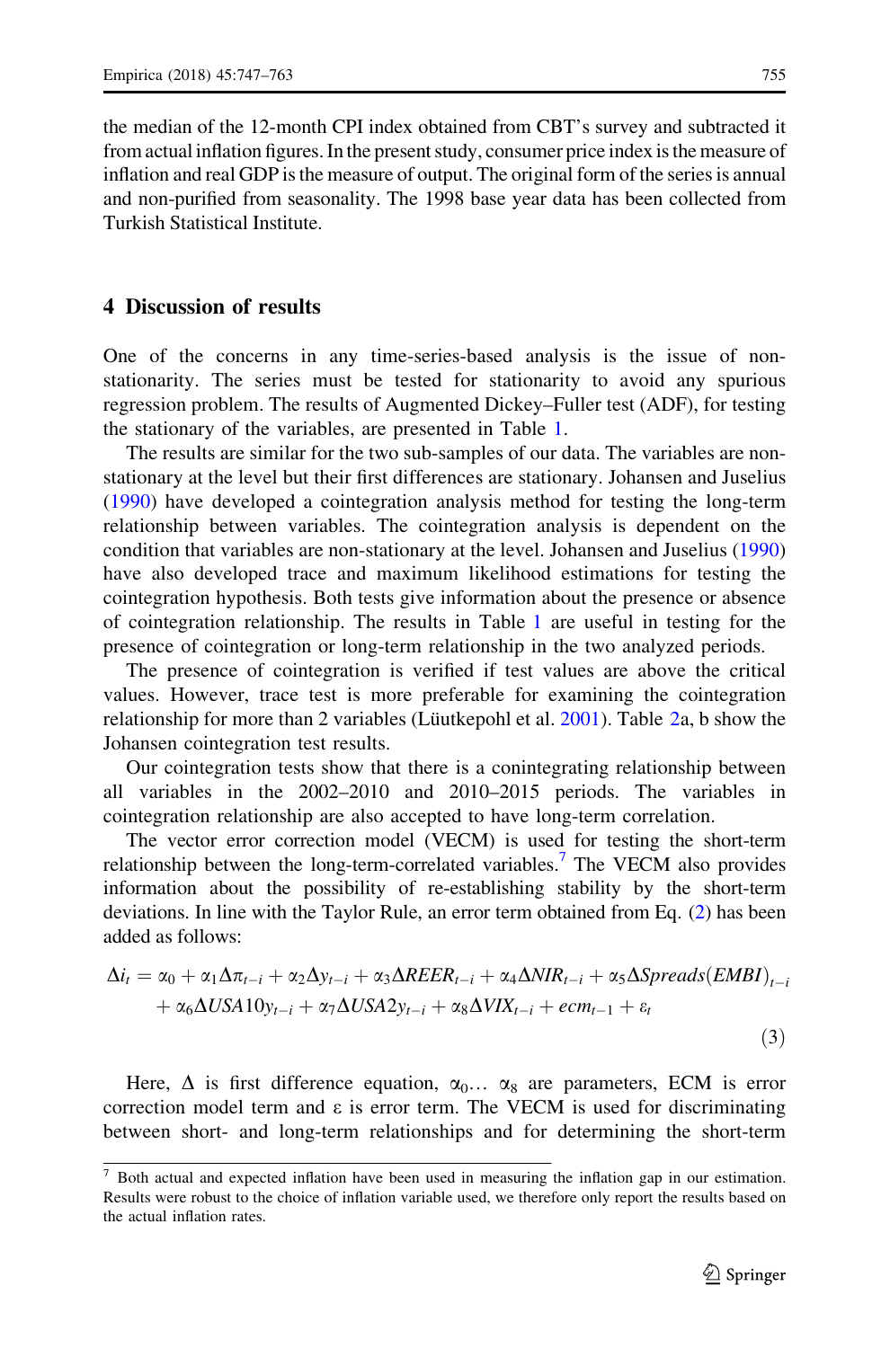the median of the 12-month CPI index obtained from CBT's survey and subtracted it from actual inflation figures. In the present study, consumer price index is the measure of inflation and real GDP is the measure of output. The original form of the series is annual and non-purified from seasonality. The 1998 base year data has been collected from Turkish Statistical Institute.

## 4 Discussion of results

One of the concerns in any time-series-based analysis is the issue of non-stationarity. The series must be tested for stationarity to avoid any spurious regression problem. The results of Augmented Dickey–Fuller test (ADF), for testing the stationary of the variables, are presented in Table 1.

The results are similar for the two sub-samples of our data. The variables are non-stationary at the level but their first differences are stationary. Johansen and Juselius (1990) have developed a cointegration analysis method for testing the long-term relationship between variables. The cointegration analysis is dependent on the condition that variables are non-stationary at the level. Johansen and Juselius (1990) have also developed trace and maximum likelihood estimations for testing the cointegration hypothesis. Both tests give information about the presence or absence of cointegration relationship. The results in Table 1 are useful in testing for the presence of cointegration or long-term relationship in the two analyzed periods.

The presence of cointegration is verified if test values are above the critical values. However, trace test is more preferable for examining the cointegration relationship for more than 2 variables (Lüutkepohl et al. 2001). Table 2a, b show the Johansen cointegration test results.

Our cointegration tests show that there is a conintegrating relationship between all variables in the 2002–2010 and 2010–2015 periods. The variables in cointegration relationship are also accepted to have long-term correlation.

The vector error correction model (VECM) is used for testing the short-term relationship between the long-term-correlated variables.[7] The VECM also provides information about the possibility of re-establishing stability by the short-term deviations. In line with the Taylor Rule, an error term obtained from Eq. (2) has been added as follows:

$$\Delta i_t = \alpha_0 + \alpha_1 \Delta \pi_{t-i} + \alpha_2 \Delta y_{t-i} + \alpha_3 \Delta REER_{t-i} + \alpha_4 \Delta NIR_{t-i} + \alpha_5 \Delta Spreads(EMBI)_{t-i} + \alpha_6 \Delta USA10y_{t-i} + \alpha_7 \Delta USA2y_{t-i} + \alpha_8 \Delta VIX_{t-i} + ecm_{t-1} + \varepsilon_t \quad (3)$$

Here, $\Delta$ is first difference equation, $\alpha_0 \ldots \alpha_8$ are parameters, ECM is error correction model term and $\varepsilon$ is error term. The VECM is used for discriminating between short- and long-term relationships and for determining the short-term

[7] Both actual and expected inflation have been used in measuring the inflation gap in our estimation. Results were robust to the choice of inflation variable used, we therefore only report the results based on the actual inflation rates.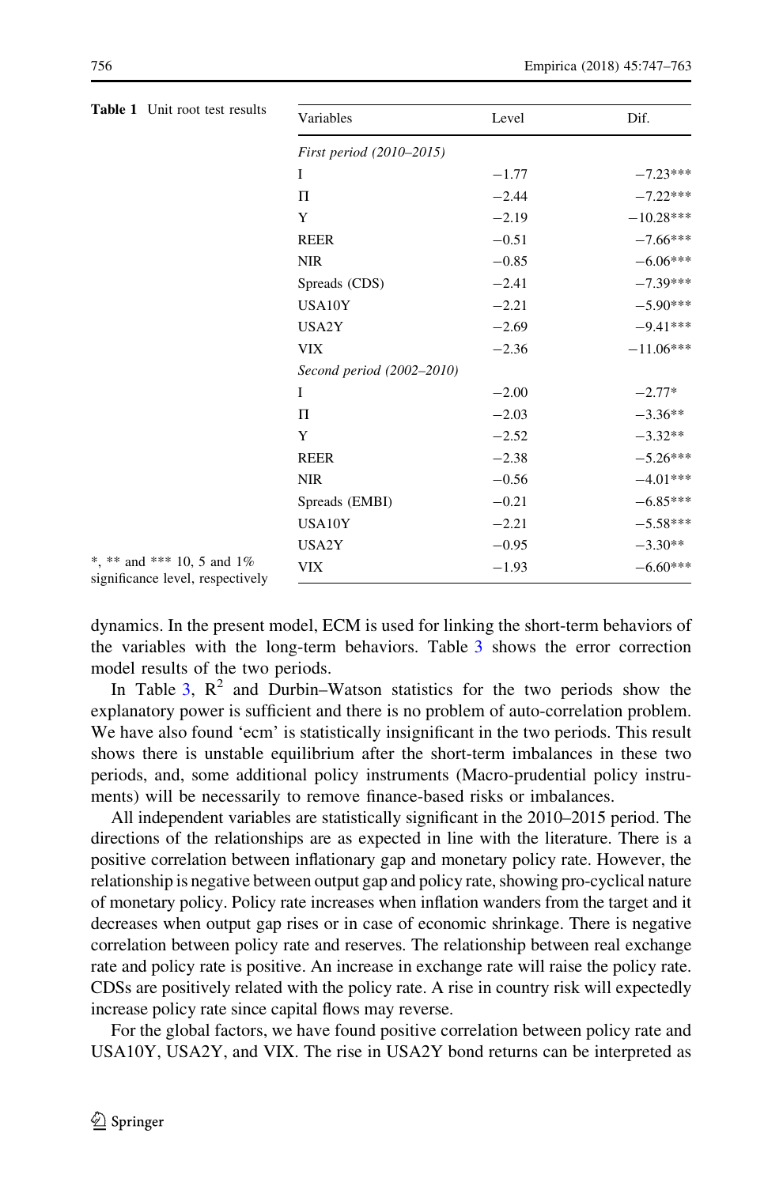**Table 1** Unit root test results

| Variables | Level | Dif. |
|---|---|---|
| *First period (2010–2015)* | | |
| I | −1.77 | −7.23*** |
| Π | −2.44 | −7.22*** |
| Y | −2.19 | −10.28*** |
| REER | −0.51 | −7.66*** |
| NIR | −0.85 | −6.06*** |
| Spreads (CDS) | −2.41 | −7.39*** |
| USA10Y | −2.21 | −5.90*** |
| USA2Y | −2.69 | −9.41*** |
| VIX | −2.36 | −11.06*** |
| *Second period (2002–2010)* | | |
| I | −2.00 | −2.77* |
| Π | −2.03 | −3.36** |
| Y | −2.52 | −3.32** |
| REER | −2.38 | −5.26*** |
| NIR | −0.56 | −4.01*** |
| Spreads (EMBI) | −0.21 | −6.85*** |
| USA10Y | −2.21 | −5.58*** |
| USA2Y | −0.95 | −3.30** |
| VIX | −1.93 | −6.60*** |

*, ** and *** 10, 5 and 1% significance level, respectively

dynamics. In the present model, ECM is used for linking the short-term behaviors of the variables with the long-term behaviors. Table 3 shows the error correction model results of the two periods.

In Table 3, $R^2$ and Durbin–Watson statistics for the two periods show the explanatory power is sufficient and there is no problem of auto-correlation problem. We have also found 'ecm' is statistically insignificant in the two periods. This result shows there is unstable equilibrium after the short-term imbalances in these two periods, and, some additional policy instruments (Macro-prudential policy instruments) will be necessarily to remove finance-based risks or imbalances.

All independent variables are statistically significant in the 2010–2015 period. The directions of the relationships are as expected in line with the literature. There is a positive correlation between inflationary gap and monetary policy rate. However, the relationship is negative between output gap and policy rate, showing pro-cyclical nature of monetary policy. Policy rate increases when inflation wanders from the target and it decreases when output gap rises or in case of economic shrinkage. There is negative correlation between policy rate and reserves. The relationship between real exchange rate and policy rate is positive. An increase in exchange rate will raise the policy rate. CDSs are positively related with the policy rate. A rise in country risk will expectedly increase policy rate since capital flows may reverse.

For the global factors, we have found positive correlation between policy rate and USA10Y, USA2Y, and VIX. The rise in USA2Y bond returns can be interpreted as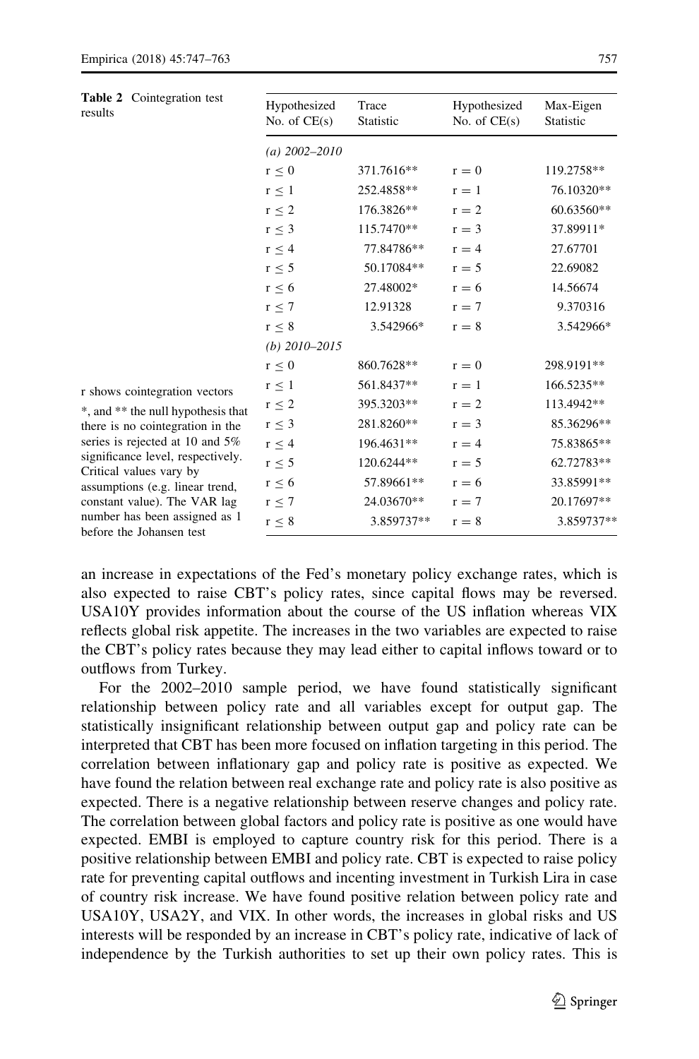**Table 2** Cointegration test results

| Hypothesized No. of CE(s) | Trace Statistic | Hypothesized No. of CE(s) | Max-Eigen Statistic |
|---|---|---|---|
| *(a) 2002–2010* | | | |
| $r \leq 0$ | 371.7616** | $r = 0$ | 119.2758** |
| $r \leq 1$ | 252.4858** | $r = 1$ | 76.10320** |
| $r \leq 2$ | 176.3826** | $r = 2$ | 60.63560** |
| $r \leq 3$ | 115.7470** | $r = 3$ | 37.89911* |
| $r \leq 4$ | 77.84786** | $r = 4$ | 27.67701 |
| $r \leq 5$ | 50.17084** | $r = 5$ | 22.69082 |
| $r \leq 6$ | 27.48002* | $r = 6$ | 14.56674 |
| $r \leq 7$ | 12.91328 | $r = 7$ | 9.370316 |
| $r \leq 8$ | 3.542966* | $r = 8$ | 3.542966* |
| *(b) 2010–2015* | | | |
| $r \leq 0$ | 860.7628** | $r = 0$ | 298.9191** |
| $r \leq 1$ | 561.8437** | $r = 1$ | 166.5235** |
| $r \leq 2$ | 395.3203** | $r = 2$ | 113.4942** |
| $r \leq 3$ | 281.8260** | $r = 3$ | 85.36296** |
| $r \leq 4$ | 196.4631** | $r = 4$ | 75.83865** |
| $r \leq 5$ | 120.6244** | $r = 5$ | 62.72783** |
| $r \leq 6$ | 57.89661** | $r = 6$ | 33.85991** |
| $r \leq 7$ | 24.03670** | $r = 7$ | 20.17697** |
| $r \leq 8$ | 3.859737** | $r = 8$ | 3.859737** |

r shows cointegration vectors

*, and ** the null hypothesis that there is no cointegration in the series is rejected at 10 and 5% significance level, respectively. Critical values vary by assumptions (e.g. linear trend, constant value). The VAR lag number has been assigned as 1 before the Johansen test

an increase in expectations of the Fed's monetary policy exchange rates, which is also expected to raise CBT's policy rates, since capital flows may be reversed. USA10Y provides information about the course of the US inflation whereas VIX reflects global risk appetite. The increases in the two variables are expected to raise the CBT's policy rates because they may lead either to capital inflows toward or to outflows from Turkey.

For the 2002–2010 sample period, we have found statistically significant relationship between policy rate and all variables except for output gap. The statistically insignificant relationship between output gap and policy rate can be interpreted that CBT has been more focused on inflation targeting in this period. The correlation between inflationary gap and policy rate is positive as expected. We have found the relation between real exchange rate and policy rate is also positive as expected. There is a negative relationship between reserve changes and policy rate. The correlation between global factors and policy rate is positive as one would have expected. EMBI is employed to capture country risk for this period. There is a positive relationship between EMBI and policy rate. CBT is expected to raise policy rate for preventing capital outflows and incenting investment in Turkish Lira in case of country risk increase. We have found positive relation between policy rate and USA10Y, USA2Y, and VIX. In other words, the increases in global risks and US interests will be responded by an increase in CBT's policy rate, indicative of lack of independence by the Turkish authorities to set up their own policy rates. This is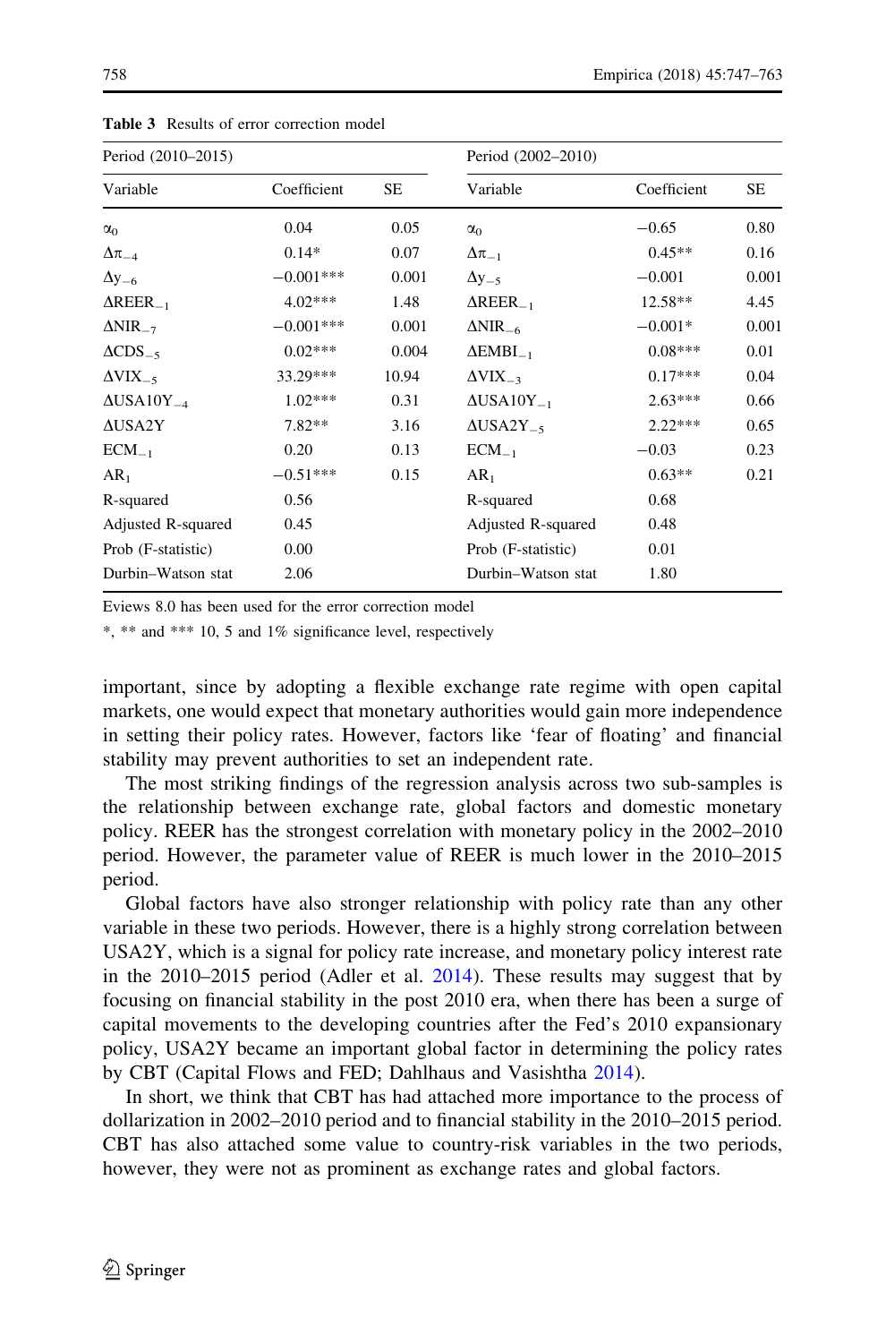**Table 3** Results of error correction model

| Period (2010–2015) | | | Period (2002–2010) | | |
|---|---|---|---|---|---|
| Variable | Coefficient | SE | Variable | Coefficient | SE |
| $\alpha_0$ | 0.04 | 0.05 | $\alpha_0$ | −0.65 | 0.80 |
| $\Delta\pi_{-4}$ | 0.14* | 0.07 | $\Delta\pi_{-1}$ | 0.45** | 0.16 |
| $\Delta y_{-6}$ | −0.001*** | 0.001 | $\Delta y_{-5}$ | −0.001 | 0.001 |
| $\Delta REER_{-1}$ | 4.02*** | 1.48 | $\Delta REER_{-1}$ | 12.58** | 4.45 |
| $\Delta NIR_{-7}$ | −0.001*** | 0.001 | $\Delta NIR_{-6}$ | −0.001* | 0.001 |
| $\Delta CDS_{-5}$ | 0.02*** | 0.004 | $\Delta EMBI_{-1}$ | 0.08*** | 0.01 |
| $\Delta VIX_{-5}$ | 33.29*** | 10.94 | $\Delta VIX_{-3}$ | 0.17*** | 0.04 |
| $\Delta USA10Y_{-4}$ | 1.02*** | 0.31 | $\Delta USA10Y_{-1}$ | 2.63*** | 0.66 |
| $\Delta USA2Y$ | 7.82** | 3.16 | $\Delta USA2Y_{-5}$ | 2.22*** | 0.65 |
| $ECM_{-1}$ | 0.20 | 0.13 | $ECM_{-1}$ | −0.03 | 0.23 |
| $AR_1$ | −0.51*** | 0.15 | $AR_1$ | 0.63** | 0.21 |
| R-squared | 0.56 | | R-squared | 0.68 | |
| Adjusted R-squared | 0.45 | | Adjusted R-squared | 0.48 | |
| Prob (F-statistic) | 0.00 | | Prob (F-statistic) | 0.01 | |
| Durbin–Watson stat | 2.06 | | Durbin–Watson stat | 1.80 | |

Eviews 8.0 has been used for the error correction model

*, ** and *** 10, 5 and 1% significance level, respectively

important, since by adopting a flexible exchange rate regime with open capital markets, one would expect that monetary authorities would gain more independence in setting their policy rates. However, factors like 'fear of floating' and financial stability may prevent authorities to set an independent rate.

The most striking findings of the regression analysis across two sub-samples is the relationship between exchange rate, global factors and domestic monetary policy. REER has the strongest correlation with monetary policy in the 2002–2010 period. However, the parameter value of REER is much lower in the 2010–2015 period.

Global factors have also stronger relationship with policy rate than any other variable in these two periods. However, there is a highly strong correlation between USA2Y, which is a signal for policy rate increase, and monetary policy interest rate in the 2010–2015 period (Adler et al. 2014). These results may suggest that by focusing on financial stability in the post 2010 era, when there has been a surge of capital movements to the developing countries after the Fed's 2010 expansionary policy, USA2Y became an important global factor in determining the policy rates by CBT (Capital Flows and FED; Dahlhaus and Vasishtha 2014).

In short, we think that CBT has had attached more importance to the process of dollarization in 2002–2010 period and to financial stability in the 2010–2015 period. CBT has also attached some value to country-risk variables in the two periods, however, they were not as prominent as exchange rates and global factors.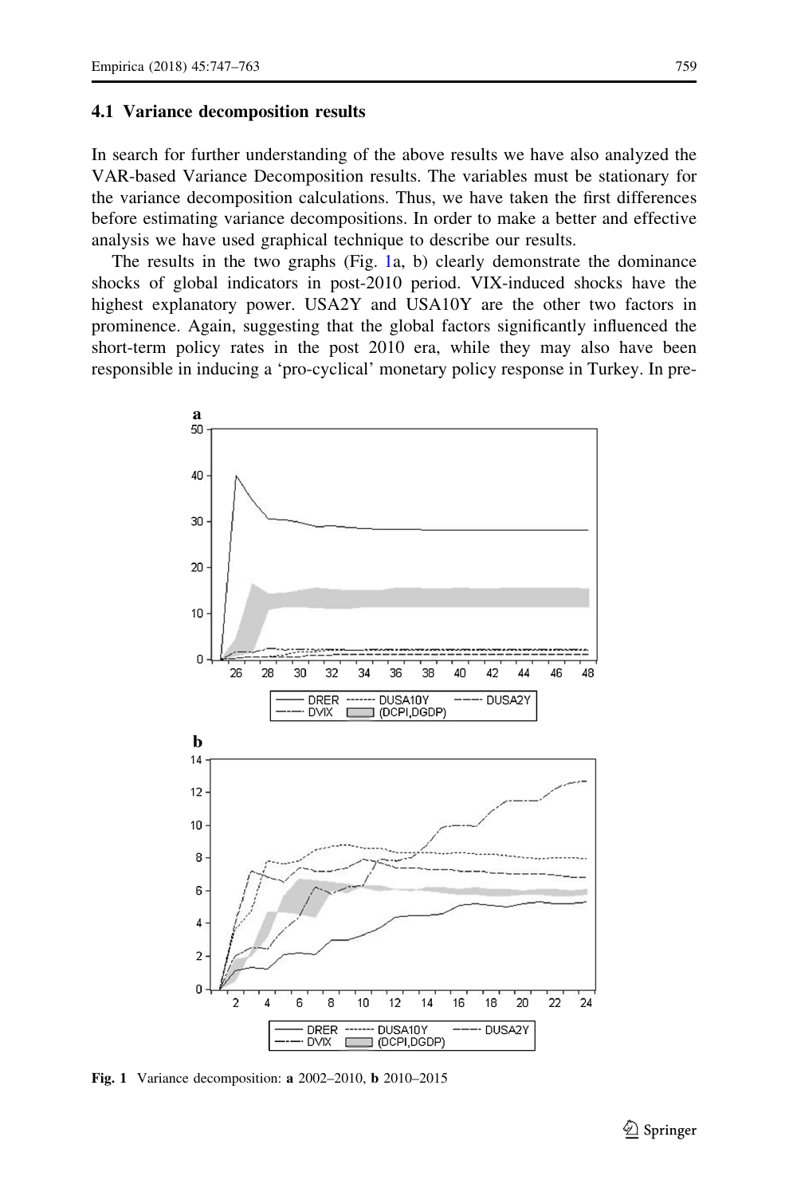### 4.1 Variance decomposition results

In search for further understanding of the above results we have also analyzed the VAR-based Variance Decomposition results. The variables must be stationary for the variance decomposition calculations. Thus, we have taken the first differences before estimating variance decompositions. In order to make a better and effective analysis we have used graphical technique to describe our results.

The results in the two graphs (Fig. 1a, b) clearly demonstrate the dominance shocks of global indicators in post-2010 period. VIX-induced shocks have the highest explanatory power. USA2Y and USA10Y are the other two factors in prominence. Again, suggesting that the global factors significantly influenced the short-term policy rates in the post 2010 era, while they may also have been responsible in inducing a 'pro-cyclical' monetary policy response in Turkey. In pre-

**Fig. 1** Variance decomposition: **a** 2002–2010, **b** 2010–2015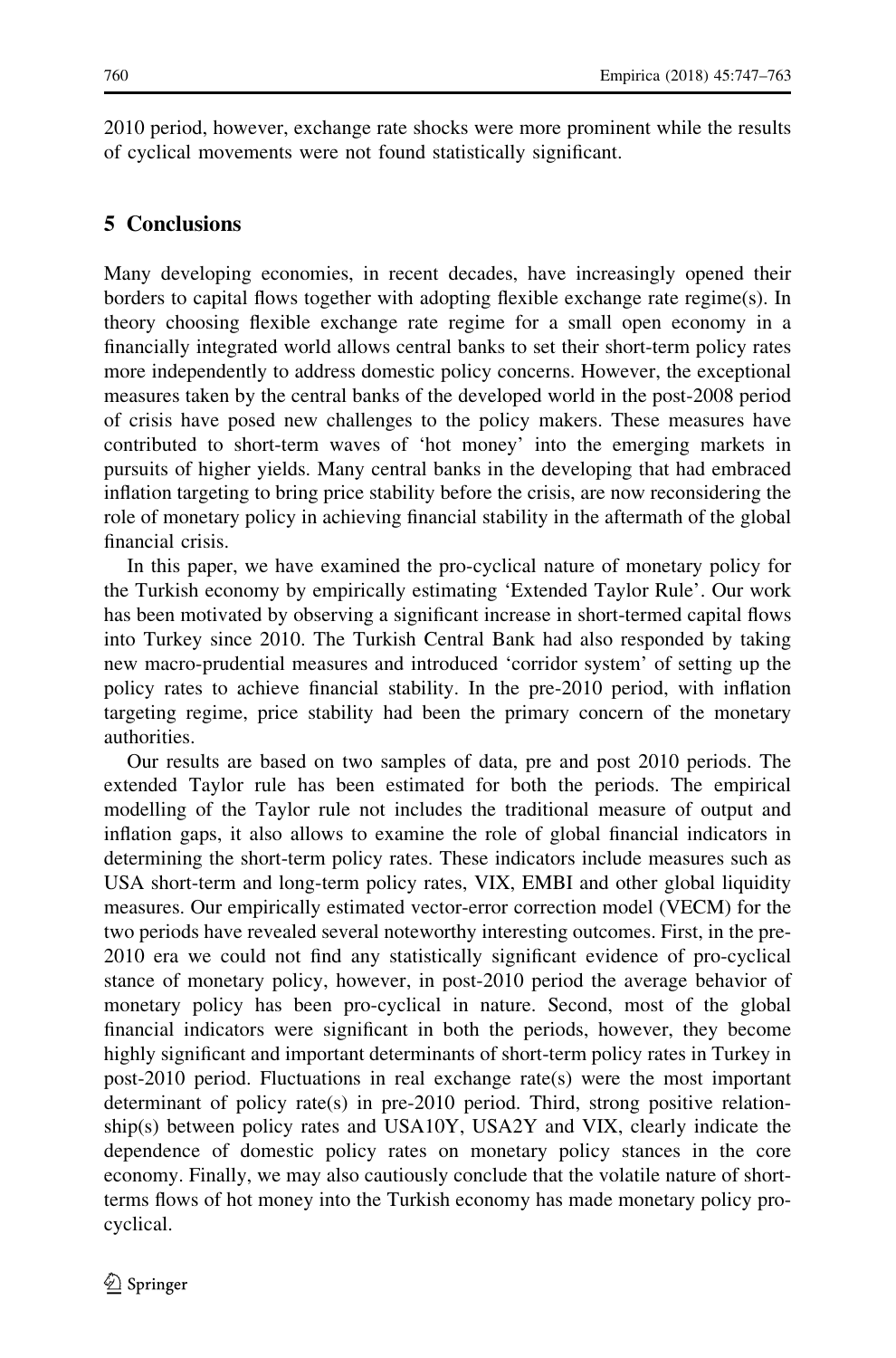2010 period, however, exchange rate shocks were more prominent while the results of cyclical movements were not found statistically significant.

## 5 Conclusions

Many developing economies, in recent decades, have increasingly opened their borders to capital flows together with adopting flexible exchange rate regime(s). In theory choosing flexible exchange rate regime for a small open economy in a financially integrated world allows central banks to set their short-term policy rates more independently to address domestic policy concerns. However, the exceptional measures taken by the central banks of the developed world in the post-2008 period of crisis have posed new challenges to the policy makers. These measures have contributed to short-term waves of 'hot money' into the emerging markets in pursuits of higher yields. Many central banks in the developing that had embraced inflation targeting to bring price stability before the crisis, are now reconsidering the role of monetary policy in achieving financial stability in the aftermath of the global financial crisis.

In this paper, we have examined the pro-cyclical nature of monetary policy for the Turkish economy by empirically estimating 'Extended Taylor Rule'. Our work has been motivated by observing a significant increase in short-termed capital flows into Turkey since 2010. The Turkish Central Bank had also responded by taking new macro-prudential measures and introduced 'corridor system' of setting up the policy rates to achieve financial stability. In the pre-2010 period, with inflation targeting regime, price stability had been the primary concern of the monetary authorities.

Our results are based on two samples of data, pre and post 2010 periods. The extended Taylor rule has been estimated for both the periods. The empirical modelling of the Taylor rule not includes the traditional measure of output and inflation gaps, it also allows to examine the role of global financial indicators in determining the short-term policy rates. These indicators include measures such as USA short-term and long-term policy rates, VIX, EMBI and other global liquidity measures. Our empirically estimated vector-error correction model (VECM) for the two periods have revealed several noteworthy interesting outcomes. First, in the pre-2010 era we could not find any statistically significant evidence of pro-cyclical stance of monetary policy, however, in post-2010 period the average behavior of monetary policy has been pro-cyclical in nature. Second, most of the global financial indicators were significant in both the periods, however, they become highly significant and important determinants of short-term policy rates in Turkey in post-2010 period. Fluctuations in real exchange rate(s) were the most important determinant of policy rate(s) in pre-2010 period. Third, strong positive relationship(s) between policy rates and USA10Y, USA2Y and VIX, clearly indicate the dependence of domestic policy rates on monetary policy stances in the core economy. Finally, we may also cautiously conclude that the volatile nature of short-terms flows of hot money into the Turkish economy has made monetary policy pro-cyclical.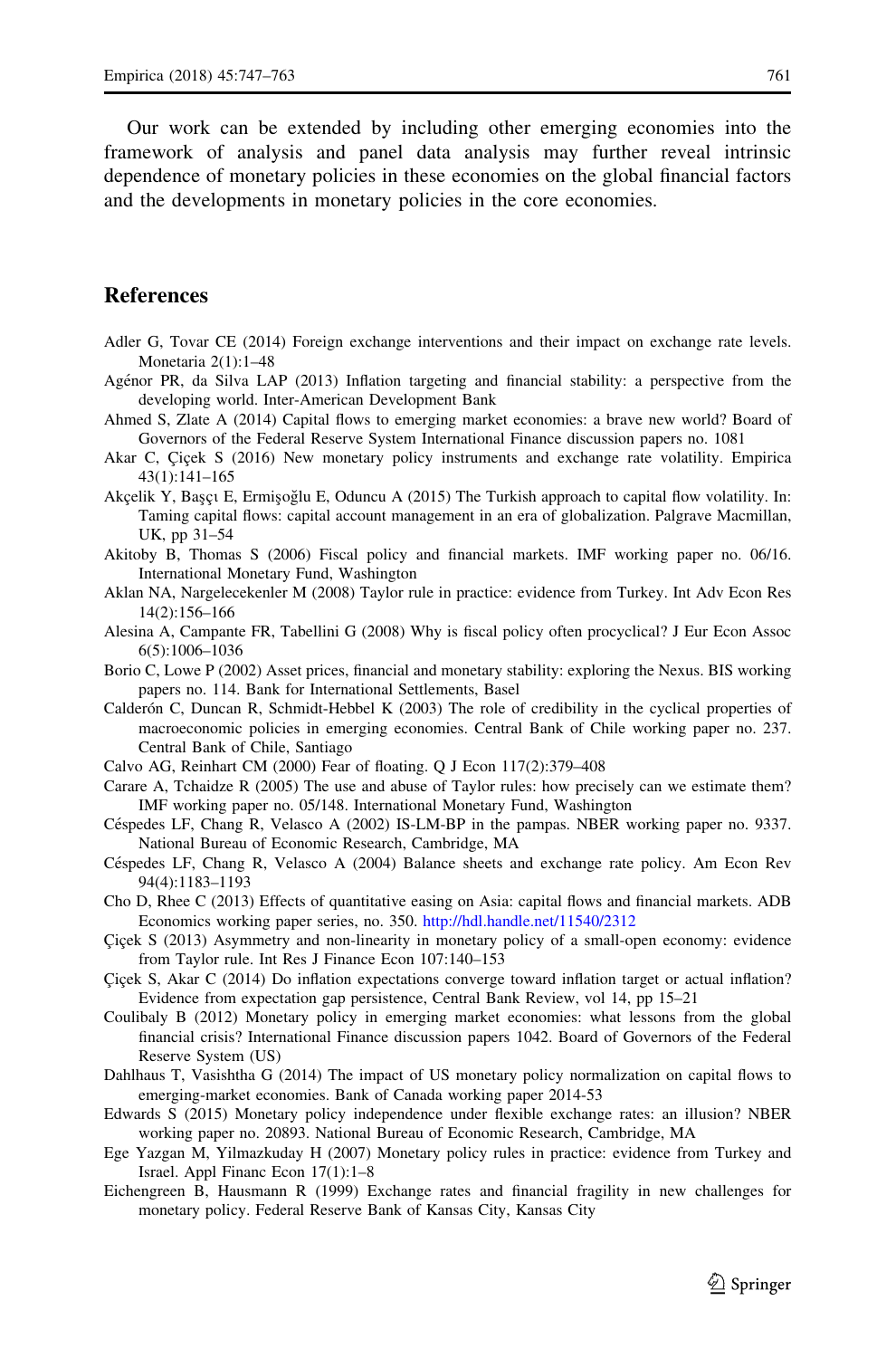Our work can be extended by including other emerging economies into the framework of analysis and panel data analysis may further reveal intrinsic dependence of monetary policies in these economies on the global financial factors and the developments in monetary policies in the core economies.

## References

Adler G, Tovar CE (2014) Foreign exchange interventions and their impact on exchange rate levels. Monetaria 2(1):1–48

Agénor PR, da Silva LAP (2013) Inflation targeting and financial stability: a perspective from the developing world. Inter-American Development Bank

Ahmed S, Zlate A (2014) Capital flows to emerging market economies: a brave new world? Board of Governors of the Federal Reserve System International Finance discussion papers no. 1081

Akar C, Çiçek S (2016) New monetary policy instruments and exchange rate volatility. Empirica 43(1):141–165

Akçelik Y, Başçı E, Ermişoğlu E, Oduncu A (2015) The Turkish approach to capital flow volatility. In: Taming capital flows: capital account management in an era of globalization. Palgrave Macmillan, UK, pp 31–54

Akitoby B, Thomas S (2006) Fiscal policy and financial markets. IMF working paper no. 06/16. International Monetary Fund, Washington

Aklan NA, Nargelecekenler M (2008) Taylor rule in practice: evidence from Turkey. Int Adv Econ Res 14(2):156–166

Alesina A, Campante FR, Tabellini G (2008) Why is fiscal policy often procyclical? J Eur Econ Assoc 6(5):1006–1036

Borio C, Lowe P (2002) Asset prices, financial and monetary stability: exploring the Nexus. BIS working papers no. 114. Bank for International Settlements, Basel

Calderón C, Duncan R, Schmidt-Hebbel K (2003) The role of credibility in the cyclical properties of macroeconomic policies in emerging economies. Central Bank of Chile working paper no. 237. Central Bank of Chile, Santiago

Calvo AG, Reinhart CM (2000) Fear of floating. Q J Econ 117(2):379–408

Carare A, Tchaidze R (2005) The use and abuse of Taylor rules: how precisely can we estimate them? IMF working paper no. 05/148. International Monetary Fund, Washington

Céspedes LF, Chang R, Velasco A (2002) IS-LM-BP in the pampas. NBER working paper no. 9337. National Bureau of Economic Research, Cambridge, MA

Céspedes LF, Chang R, Velasco A (2004) Balance sheets and exchange rate policy. Am Econ Rev 94(4):1183–1193

Cho D, Rhee C (2013) Effects of quantitative easing on Asia: capital flows and financial markets. ADB Economics working paper series, no. 350. http://hdl.handle.net/11540/2312

Çiçek S (2013) Asymmetry and non-linearity in monetary policy of a small-open economy: evidence from Taylor rule. Int Res J Finance Econ 107:140–153

Çiçek S, Akar C (2014) Do inflation expectations converge toward inflation target or actual inflation? Evidence from expectation gap persistence, Central Bank Review, vol 14, pp 15–21

Coulibaly B (2012) Monetary policy in emerging market economies: what lessons from the global financial crisis? International Finance discussion papers 1042. Board of Governors of the Federal Reserve System (US)

Dahlhaus T, Vasishtha G (2014) The impact of US monetary policy normalization on capital flows to emerging-market economies. Bank of Canada working paper 2014-53

Edwards S (2015) Monetary policy independence under flexible exchange rates: an illusion? NBER working paper no. 20893. National Bureau of Economic Research, Cambridge, MA

Ege Yazgan M, Yilmazkuday H (2007) Monetary policy rules in practice: evidence from Turkey and Israel. Appl Financ Econ 17(1):1–8

Eichengreen B, Hausmann R (1999) Exchange rates and financial fragility in new challenges for monetary policy. Federal Reserve Bank of Kansas City, Kansas City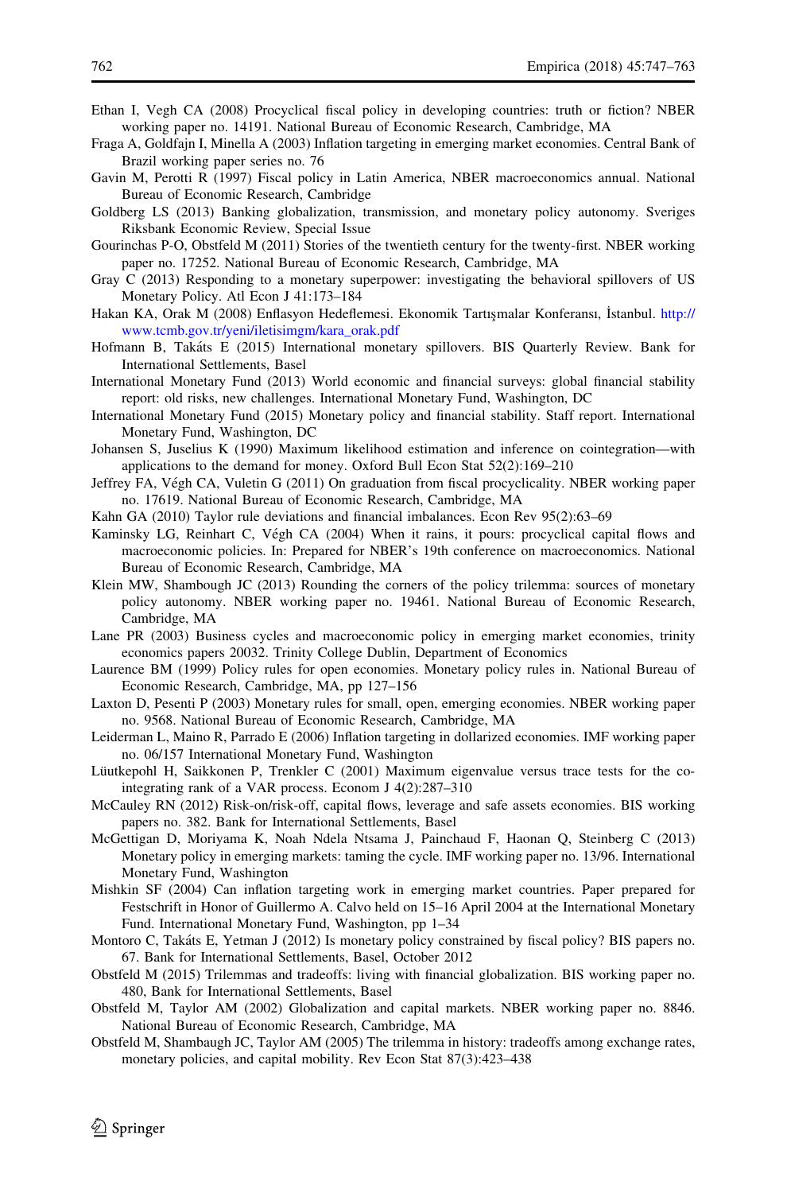Ethan I, Vegh CA (2008) Procyclical fiscal policy in developing countries: truth or fiction? NBER working paper no. 14191. National Bureau of Economic Research, Cambridge, MA

Fraga A, Goldfajn I, Minella A (2003) Inflation targeting in emerging market economies. Central Bank of Brazil working paper series no. 76

Gavin M, Perotti R (1997) Fiscal policy in Latin America, NBER macroeconomics annual. National Bureau of Economic Research, Cambridge

Goldberg LS (2013) Banking globalization, transmission, and monetary policy autonomy. Sveriges Riksbank Economic Review, Special Issue

Gourinchas P-O, Obstfeld M (2011) Stories of the twentieth century for the twenty-first. NBER working paper no. 17252. National Bureau of Economic Research, Cambridge, MA

Gray C (2013) Responding to a monetary superpower: investigating the behavioral spillovers of US Monetary Policy. Atl Econ J 41:173–184

Hakan KA, Orak M (2008) Enflasyon Hedeflemesi. Ekonomik Tartışmalar Konferansı, İstanbul. http://www.tcmb.gov.tr/yeni/iletisimgm/kara_orak.pdf

Hofmann B, Takáts E (2015) International monetary spillovers. BIS Quarterly Review. Bank for International Settlements, Basel

International Monetary Fund (2013) World economic and financial surveys: global financial stability report: old risks, new challenges. International Monetary Fund, Washington, DC

International Monetary Fund (2015) Monetary policy and financial stability. Staff report. International Monetary Fund, Washington, DC

Johansen S, Juselius K (1990) Maximum likelihood estimation and inference on cointegration—with applications to the demand for money. Oxford Bull Econ Stat 52(2):169–210

Jeffrey FA, Végh CA, Vuletin G (2011) On graduation from fiscal procyclicality. NBER working paper no. 17619. National Bureau of Economic Research, Cambridge, MA

Kahn GA (2010) Taylor rule deviations and financial imbalances. Econ Rev 95(2):63–69

Kaminsky LG, Reinhart C, Végh CA (2004) When it rains, it pours: procyclical capital flows and macroeconomic policies. In: Prepared for NBER's 19th conference on macroeconomics. National Bureau of Economic Research, Cambridge, MA

Klein MW, Shambough JC (2013) Rounding the corners of the policy trilemma: sources of monetary policy autonomy. NBER working paper no. 19461. National Bureau of Economic Research, Cambridge, MA

Lane PR (2003) Business cycles and macroeconomic policy in emerging market economies, trinity economics papers 20032. Trinity College Dublin, Department of Economics

Laurence BM (1999) Policy rules for open economies. Monetary policy rules in. National Bureau of Economic Research, Cambridge, MA, pp 127–156

Laxton D, Pesenti P (2003) Monetary rules for small, open, emerging economies. NBER working paper no. 9568. National Bureau of Economic Research, Cambridge, MA

Leiderman L, Maino R, Parrado E (2006) Inflation targeting in dollarized economies. IMF working paper no. 06/157 International Monetary Fund, Washington

Lüutkepohl H, Saikkonen P, Trenkler C (2001) Maximum eigenvalue versus trace tests for the co-integrating rank of a VAR process. Econom J 4(2):287–310

McCauley RN (2012) Risk-on/risk-off, capital flows, leverage and safe assets economies. BIS working papers no. 382. Bank for International Settlements, Basel

McGettigan D, Moriyama K, Noah Ndela Ntsama J, Painchaud F, Haonan Q, Steinberg C (2013) Monetary policy in emerging markets: taming the cycle. IMF working paper no. 13/96. International Monetary Fund, Washington

Mishkin SF (2004) Can inflation targeting work in emerging market countries. Paper prepared for Festschrift in Honor of Guillermo A. Calvo held on 15–16 April 2004 at the International Monetary Fund. International Monetary Fund, Washington, pp 1–34

Montoro C, Takáts E, Yetman J (2012) Is monetary policy constrained by fiscal policy? BIS papers no. 67. Bank for International Settlements, Basel, October 2012

Obstfeld M (2015) Trilemmas and tradeoffs: living with financial globalization. BIS working paper no. 480, Bank for International Settlements, Basel

Obstfeld M, Taylor AM (2002) Globalization and capital markets. NBER working paper no. 8846. National Bureau of Economic Research, Cambridge, MA

Obstfeld M, Shambaugh JC, Taylor AM (2005) The trilemma in history: tradeoffs among exchange rates, monetary policies, and capital mobility. Rev Econ Stat 87(3):423–438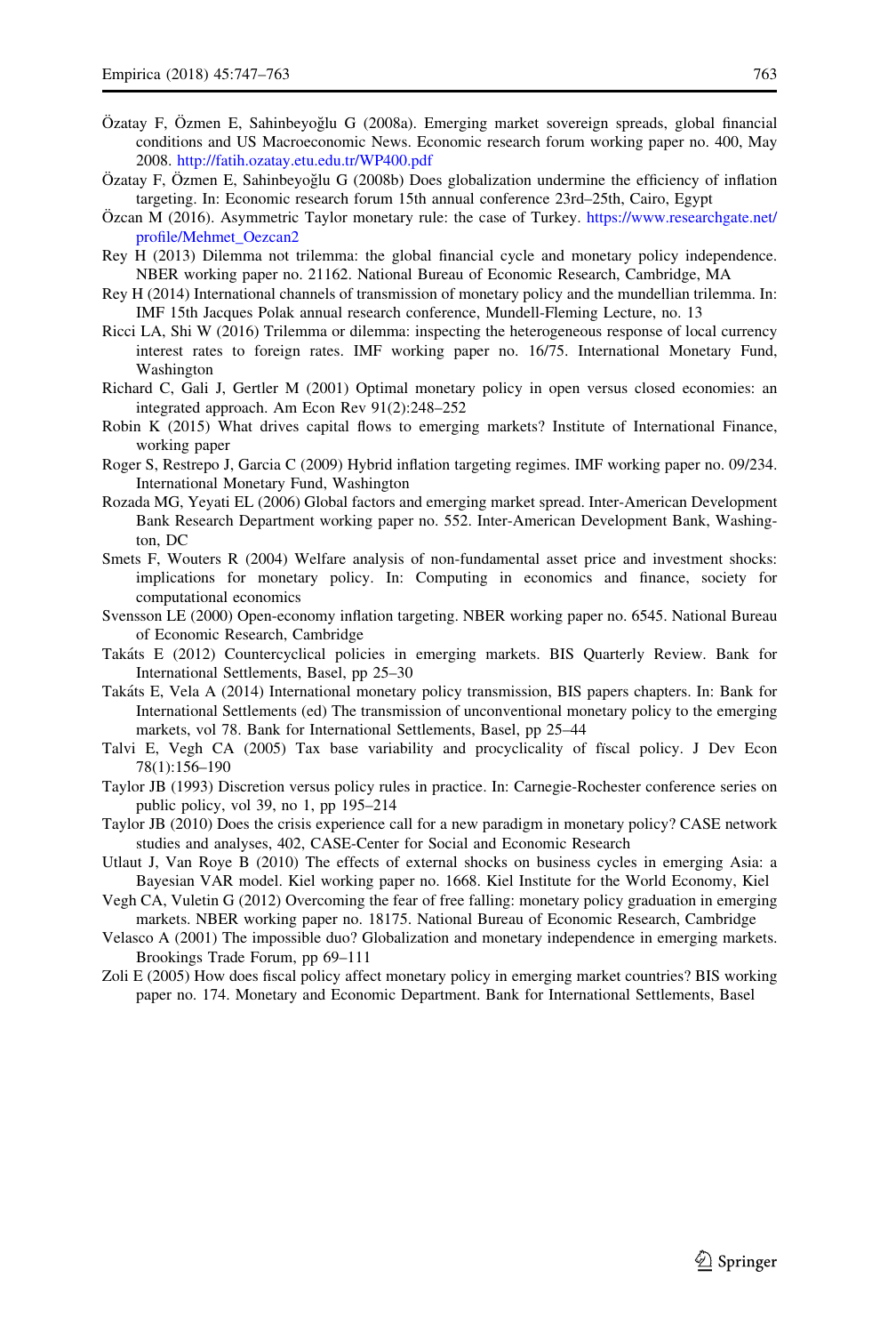Özatay F, Özmen E, Sahinbeyoğlu G (2008a). Emerging market sovereign spreads, global financial conditions and US Macroeconomic News. Economic research forum working paper no. 400, May 2008. http://fatih.ozatay.etu.edu.tr/WP400.pdf

Özatay F, Özmen E, Sahinbeyoğlu G (2008b) Does globalization undermine the efficiency of inflation targeting. In: Economic research forum 15th annual conference 23rd–25th, Cairo, Egypt

Özcan M (2016). Asymmetric Taylor monetary rule: the case of Turkey. https://www.researchgate.net/profile/Mehmet_Oezcan2

Rey H (2013) Dilemma not trilemma: the global financial cycle and monetary policy independence. NBER working paper no. 21162. National Bureau of Economic Research, Cambridge, MA

Rey H (2014) International channels of transmission of monetary policy and the mundellian trilemma. In: IMF 15th Jacques Polak annual research conference, Mundell-Fleming Lecture, no. 13

Ricci LA, Shi W (2016) Trilemma or dilemma: inspecting the heterogeneous response of local currency interest rates to foreign rates. IMF working paper no. 16/75. International Monetary Fund, Washington

Richard C, Gali J, Gertler M (2001) Optimal monetary policy in open versus closed economies: an integrated approach. Am Econ Rev 91(2):248–252

Robin K (2015) What drives capital flows to emerging markets? Institute of International Finance, working paper

Roger S, Restrepo J, Garcia C (2009) Hybrid inflation targeting regimes. IMF working paper no. 09/234. International Monetary Fund, Washington

Rozada MG, Yeyati EL (2006) Global factors and emerging market spread. Inter-American Development Bank Research Department working paper no. 552. Inter-American Development Bank, Washington, DC

Smets F, Wouters R (2004) Welfare analysis of non-fundamental asset price and investment shocks: implications for monetary policy. In: Computing in economics and finance, society for computational economics

Svensson LE (2000) Open-economy inflation targeting. NBER working paper no. 6545. National Bureau of Economic Research, Cambridge

Takáts E (2012) Countercyclical policies in emerging markets. BIS Quarterly Review. Bank for International Settlements, Basel, pp 25–30

Takáts E, Vela A (2014) International monetary policy transmission, BIS papers chapters. In: Bank for International Settlements (ed) The transmission of unconventional monetary policy to the emerging markets, vol 78. Bank for International Settlements, Basel, pp 25–44

Talvi E, Vegh CA (2005) Tax base variability and procyclicality of fiscal policy. J Dev Econ 78(1):156–190

Taylor JB (1993) Discretion versus policy rules in practice. In: Carnegie-Rochester conference series on public policy, vol 39, no 1, pp 195–214

Taylor JB (2010) Does the crisis experience call for a new paradigm in monetary policy? CASE network studies and analyses, 402, CASE-Center for Social and Economic Research

Utlaut J, Van Roye B (2010) The effects of external shocks on business cycles in emerging Asia: a Bayesian VAR model. Kiel working paper no. 1668. Kiel Institute for the World Economy, Kiel

Vegh CA, Vuletin G (2012) Overcoming the fear of free falling: monetary policy graduation in emerging markets. NBER working paper no. 18175. National Bureau of Economic Research, Cambridge

Velasco A (2001) The impossible duo? Globalization and monetary independence in emerging markets. Brookings Trade Forum, pp 69–111

Zoli E (2005) How does fiscal policy affect monetary policy in emerging market countries? BIS working paper no. 174. Monetary and Economic Department. Bank for International Settlements, Basel